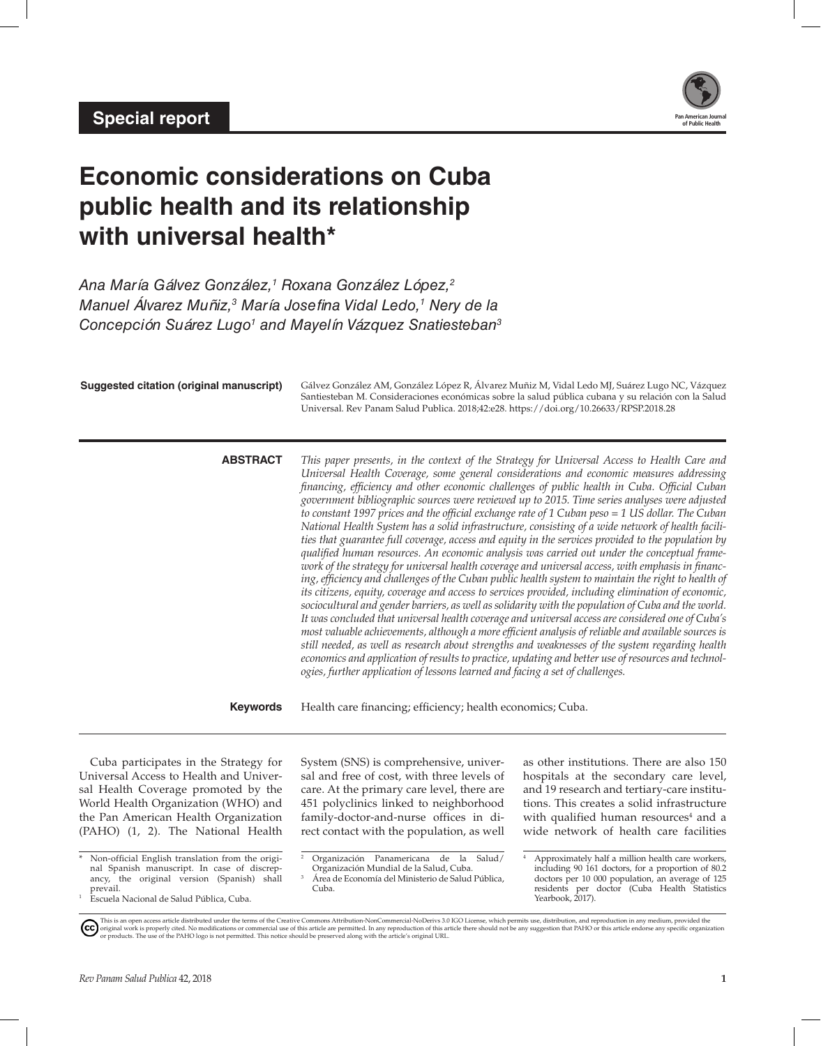Special report

# Economic considerations on Cuba public health and its relationship with universal health*

*Ana María Gálvez González,[1] Roxana González López,[2] Manuel Álvarez Muñiz,[3] María Josefina Vidal Ledo,[1] Nery de la Concepción Suárez Lugo[1] and Mayelín Vázquez Snatiesteban[3]*

**Suggested citation (original manuscript)** Gálvez González AM, González López R, Álvarez Muñiz M, Vidal Ledo MJ, Suárez Lugo NC, Vázquez Santiesteban M. Consideraciones económicas sobre la salud pública cubana y su relación con la Salud Universal. Rev Panam Salud Publica. 2018;42:e28. https://doi.org/10.26633/RPSP.2018.28

**ABSTRACT** *This paper presents, in the context of the Strategy for Universal Access to Health Care and Universal Health Coverage, some general considerations and economic measures addressing financing, efficiency and other economic challenges of public health in Cuba. Official Cuban government bibliographic sources were reviewed up to 2015. Time series analyses were adjusted to constant 1997 prices and the official exchange rate of 1 Cuban peso = 1 US dollar. The Cuban National Health System has a solid infrastructure, consisting of a wide network of health facilities that guarantee full coverage, access and equity in the services provided to the population by qualified human resources. An economic analysis was carried out under the conceptual framework of the strategy for universal health coverage and universal access, with emphasis in financing, efficiency and challenges of the Cuban public health system to maintain the right to health of its citizens, equity, coverage and access to services provided, including elimination of economic, sociocultural and gender barriers, as well as solidarity with the population of Cuba and the world. It was concluded that universal health coverage and universal access are considered one of Cuba's most valuable achievements, although a more efficient analysis of reliable and available sources is still needed, as well as research about strengths and weaknesses of the system regarding health economics and application of results to practice, updating and better use of resources and technologies, further application of lessons learned and facing a set of challenges.*

**Keywords** Health care financing; efficiency; health economics; Cuba.

Cuba participates in the Strategy for Universal Access to Health and Universal Health Coverage promoted by the World Health Organization (WHO) and the Pan American Health Organization (PAHO) (1, 2). The National Health System (SNS) is comprehensive, universal and free of cost, with three levels of care. At the primary care level, there are 451 polyclinics linked to neighborhood family-doctor-and-nurse offices in direct contact with the population, as well as other institutions. There are also 150 hospitals at the secondary care level, and 19 research and tertiary-care institutions. This creates a solid infrastructure with qualified human resources[4] and a wide network of health care facilities

---

\* Non-official English translation from the original Spanish manuscript. In case of discrepancy, the original version (Spanish) shall prevail.

[1] Escuela Nacional de Salud Pública, Cuba.

[2] Organización Panamericana de la Salud/Organización Mundial de la Salud, Cuba.

[3] Área de Economía del Ministerio de Salud Pública, Cuba.

[4] Approximately half a million health care workers, including 90 161 doctors, for a proportion of 80.2 doctors per 10 000 population, an average of 125 residents per doctor (Cuba Health Statistics Yearbook, 2017).

This is an open access article distributed under the terms of the Creative Commons Attribution-NonCommercial-NoDerivs 3.0 IGO License, which permits use, distribution, and reproduction in any medium, provided the original work is properly cited. No modifications or commercial use of this article are permitted. In any reproduction of this article there should not be any suggestion that PAHO or this article endorse any specific organization or products. The use of the PAHO logo is not permitted. This notice should be preserved along with the article's original URL.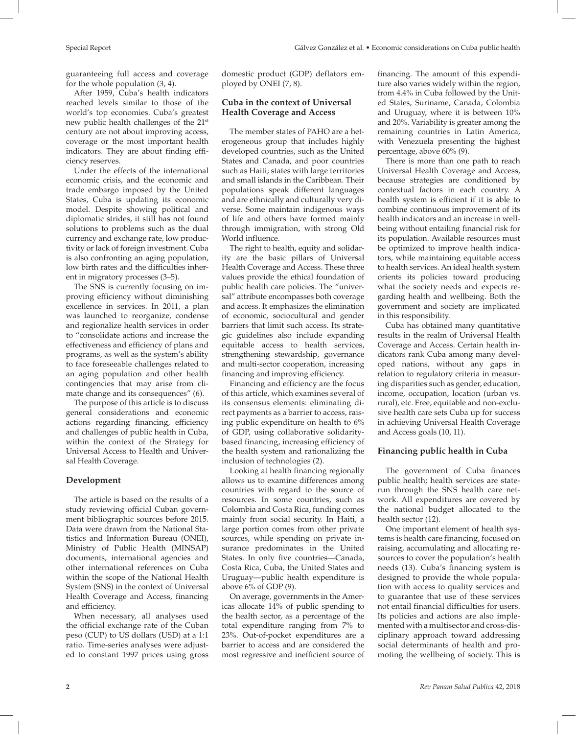guaranteeing full access and coverage for the whole population (3, 4).

After 1959, Cuba's health indicators reached levels similar to those of the world's top economies. Cuba's greatest new public health challenges of the 21st century are not about improving access, coverage or the most important health indicators. They are about finding efficiency reserves.

Under the effects of the international economic crisis, and the economic and trade embargo imposed by the United States, Cuba is updating its economic model. Despite showing political and diplomatic strides, it still has not found solutions to problems such as the dual currency and exchange rate, low productivity or lack of foreign investment. Cuba is also confronting an aging population, low birth rates and the difficulties inherent in migratory processes (3–5).

The SNS is currently focusing on improving efficiency without diminishing excellence in services. In 2011, a plan was launched to reorganize, condense and regionalize health services in order to "consolidate actions and increase the effectiveness and efficiency of plans and programs, as well as the system's ability to face foreseeable challenges related to an aging population and other health contingencies that may arise from climate change and its consequences" (6).

The purpose of this article is to discuss general considerations and economic actions regarding financing, efficiency and challenges of public health in Cuba, within the context of the Strategy for Universal Access to Health and Universal Health Coverage.

## Development

The article is based on the results of a study reviewing official Cuban government bibliographic sources before 2015. Data were drawn from the National Statistics and Information Bureau (ONEI), Ministry of Public Health (MINSAP) documents, international agencies and other international references on Cuba within the scope of the National Health System (SNS) in the context of Universal Health Coverage and Access, financing and efficiency.

When necessary, all analyses used the official exchange rate of the Cuban peso (CUP) to US dollars (USD) at a 1:1 ratio. Time-series analyses were adjusted to constant 1997 prices using gross domestic product (GDP) deflators employed by ONEI (7, 8).

### Cuba in the context of Universal Health Coverage and Access

The member states of PAHO are a heterogeneous group that includes highly developed countries, such as the United States and Canada, and poor countries such as Haiti; states with large territories and small islands in the Caribbean. Their populations speak different languages and are ethnically and culturally very diverse. Some maintain indigenous ways of life and others have formed mainly through immigration, with strong Old World influence.

The right to health, equity and solidarity are the basic pillars of Universal Health Coverage and Access. These three values provide the ethical foundation of public health care policies. The "universal" attribute encompasses both coverage and access. It emphasizes the elimination of economic, sociocultural and gender barriers that limit such access. Its strategic guidelines also include expanding equitable access to health services, strengthening stewardship, governance and multi-sector cooperation, increasing financing and improving efficiency.

Financing and efficiency are the focus of this article, which examines several of its consensus elements: eliminating direct payments as a barrier to access, raising public expenditure on health to 6% of GDP, using collaborative solidarity-based financing, increasing efficiency of the health system and rationalizing the inclusion of technologies (2).

Looking at health financing regionally allows us to examine differences among countries with regard to the source of resources. In some countries, such as Colombia and Costa Rica, funding comes mainly from social security. In Haiti, a large portion comes from other private sources, while spending on private insurance predominates in the United States. In only five countries—Canada, Costa Rica, Cuba, the United States and Uruguay—public health expenditure is above 6% of GDP (9).

On average, governments in the Americas allocate 14% of public spending to the health sector, as a percentage of the total expenditure ranging from 7% to 23%. Out-of-pocket expenditures are a barrier to access and are considered the most regressive and inefficient source of financing. The amount of this expenditure also varies widely within the region, from 4.4% in Cuba followed by the United States, Suriname, Canada, Colombia and Uruguay, where it is between 10% and 20%. Variability is greater among the remaining countries in Latin America, with Venezuela presenting the highest percentage, above 60% (9).

There is more than one path to reach Universal Health Coverage and Access, because strategies are conditioned by contextual factors in each country. A health system is efficient if it is able to combine continuous improvement of its health indicators and an increase in wellbeing without entailing financial risk for its population. Available resources must be optimized to improve health indicators, while maintaining equitable access to health services. An ideal health system orients its policies toward producing what the society needs and expects regarding health and wellbeing. Both the government and society are implicated in this responsibility.

Cuba has obtained many quantitative results in the realm of Universal Health Coverage and Access. Certain health indicators rank Cuba among many developed nations, without any gaps in relation to regulatory criteria in measuring disparities such as gender, education, income, occupation, location (urban vs. rural), etc. Free, equitable and non-exclusive health care sets Cuba up for success in achieving Universal Health Coverage and Access goals (10, 11).

### Financing public health in Cuba

The government of Cuba finances public health; health services are state-run through the SNS health care network. All expenditures are covered by the national budget allocated to the health sector (12).

One important element of health systems is health care financing, focused on raising, accumulating and allocating resources to cover the population's health needs (13). Cuba's financing system is designed to provide the whole population with access to quality services and to guarantee that use of these services not entail financial difficulties for users. Its policies and actions are also implemented with a multisector and cross-disciplinary approach toward addressing social determinants of health and promoting the wellbeing of society. This is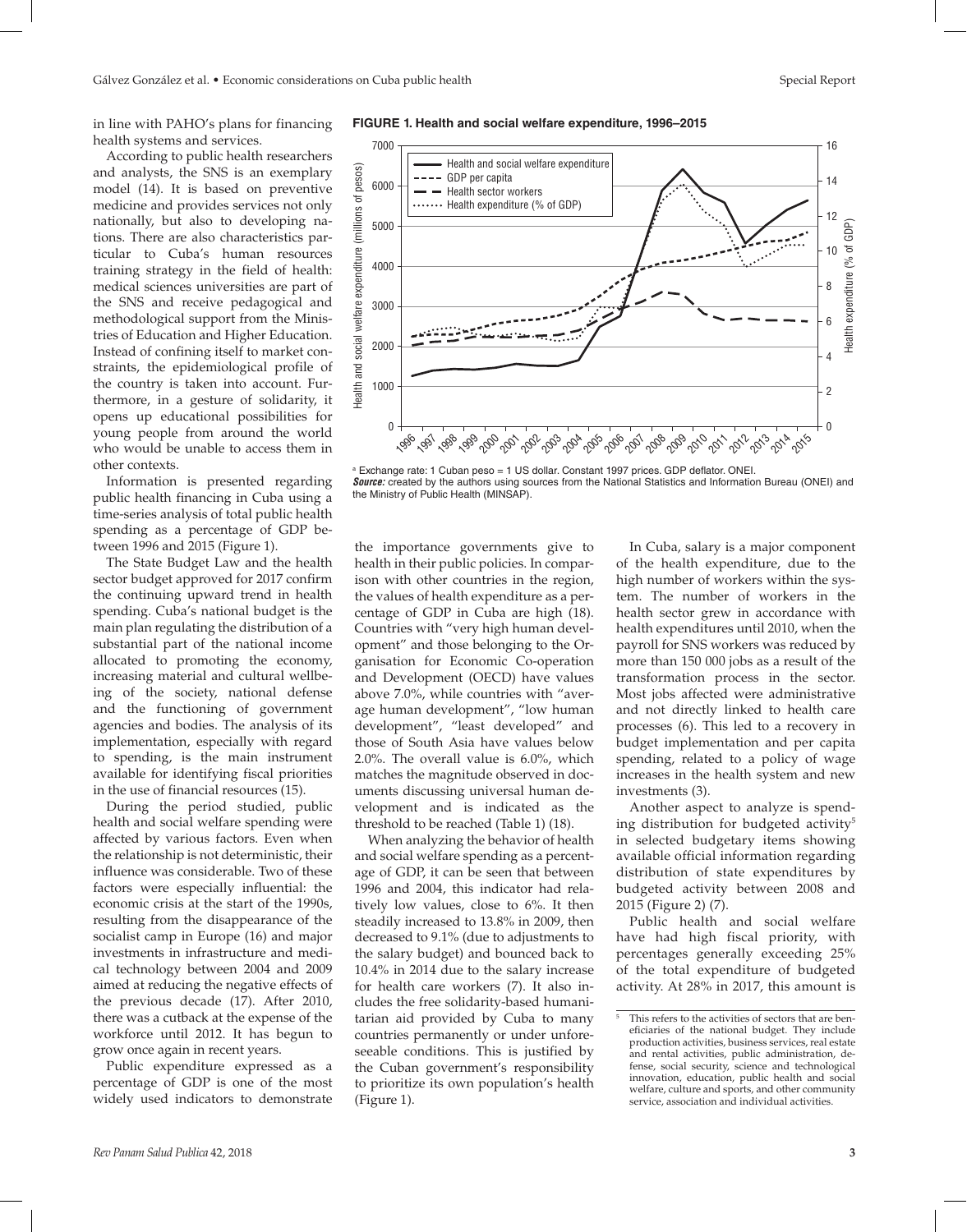in line with PAHO's plans for financing health systems and services.

According to public health researchers and analysts, the SNS is an exemplary model (14). It is based on preventive medicine and provides services not only nationally, but also to developing nations. There are also characteristics particular to Cuba's human resources training strategy in the field of health: medical sciences universities are part of the SNS and receive pedagogical and methodological support from the Ministries of Education and Higher Education. Instead of confining itself to market constraints, the epidemiological profile of the country is taken into account. Furthermore, in a gesture of solidarity, it opens up educational possibilities for young people from around the world who would be unable to access them in other contexts.

Information is presented regarding public health financing in Cuba using a time-series analysis of total public health spending as a percentage of GDP between 1996 and 2015 (Figure 1).

**FIGURE 1. Health and social welfare expenditure, 1996–2015**

[a] Exchange rate: 1 Cuban peso = 1 US dollar. Constant 1997 prices. GDP deflator. ONEI.
***Source:*** created by the authors using sources from the National Statistics and Information Bureau (ONEI) and the Ministry of Public Health (MINSAP).

The State Budget Law and the health sector budget approved for 2017 confirm the continuing upward trend in health spending. Cuba's national budget is the main plan regulating the distribution of a substantial part of the national income allocated to promoting the economy, increasing material and cultural wellbeing of the society, national defense and the functioning of government agencies and bodies. The analysis of its implementation, especially with regard to spending, is the main instrument available for identifying fiscal priorities in the use of financial resources (15).

During the period studied, public health and social welfare spending were affected by various factors. Even when the relationship is not deterministic, their influence was considerable. Two of these factors were especially influential: the economic crisis at the start of the 1990s, resulting from the disappearance of the socialist camp in Europe (16) and major investments in infrastructure and medical technology between 2004 and 2009 aimed at reducing the negative effects of the previous decade (17). After 2010, there was a cutback at the expense of the workforce until 2012. It has begun to grow once again in recent years.

Public expenditure expressed as a percentage of GDP is one of the most widely used indicators to demonstrate the importance governments give to health in their public policies. In comparison with other countries in the region, the values of health expenditure as a percentage of GDP in Cuba are high (18). Countries with "very high human development" and those belonging to the Organisation for Economic Co-operation and Development (OECD) have values above 7.0%, while countries with "average human development", "low human development", "least developed" and those of South Asia have values below 2.0%. The overall value is 6.0%, which matches the magnitude observed in documents discussing universal human development and is indicated as the threshold to be reached (Table 1) (18).

When analyzing the behavior of health and social welfare spending as a percentage of GDP, it can be seen that between 1996 and 2004, this indicator had relatively low values, close to 6%. It then steadily increased to 13.8% in 2009, then decreased to 9.1% (due to adjustments to the salary budget) and bounced back to 10.4% in 2014 due to the salary increase for health care workers (7). It also includes the free solidarity-based humanitarian aid provided by Cuba to many countries permanently or under unforeseeable conditions. This is justified by the Cuban government's responsibility to prioritize its own population's health (Figure 1).

In Cuba, salary is a major component of the health expenditure, due to the high number of workers within the system. The number of workers in the health sector grew in accordance with health expenditures until 2010, when the payroll for SNS workers was reduced by more than 150 000 jobs as a result of the transformation process in the sector. Most jobs affected were administrative and not directly linked to health care processes (6). This led to a recovery in budget implementation and per capita spending, related to a policy of wage increases in the health system and new investments (3).

Another aspect to analyze is spending distribution for budgeted activity[5] in selected budgetary items showing available official information regarding distribution of state expenditures by budgeted activity between 2008 and 2015 (Figure 2) (7).

Public health and social welfare have had high fiscal priority, with percentages generally exceeding 25% of the total expenditure of budgeted activity. At 28% in 2017, this amount is

[5] This refers to the activities of sectors that are beneficiaries of the national budget. They include production activities, business services, real estate and rental activities, public administration, defense, social security, science and technological innovation, education, public health and social welfare, culture and sports, and other community service, association and individual activities.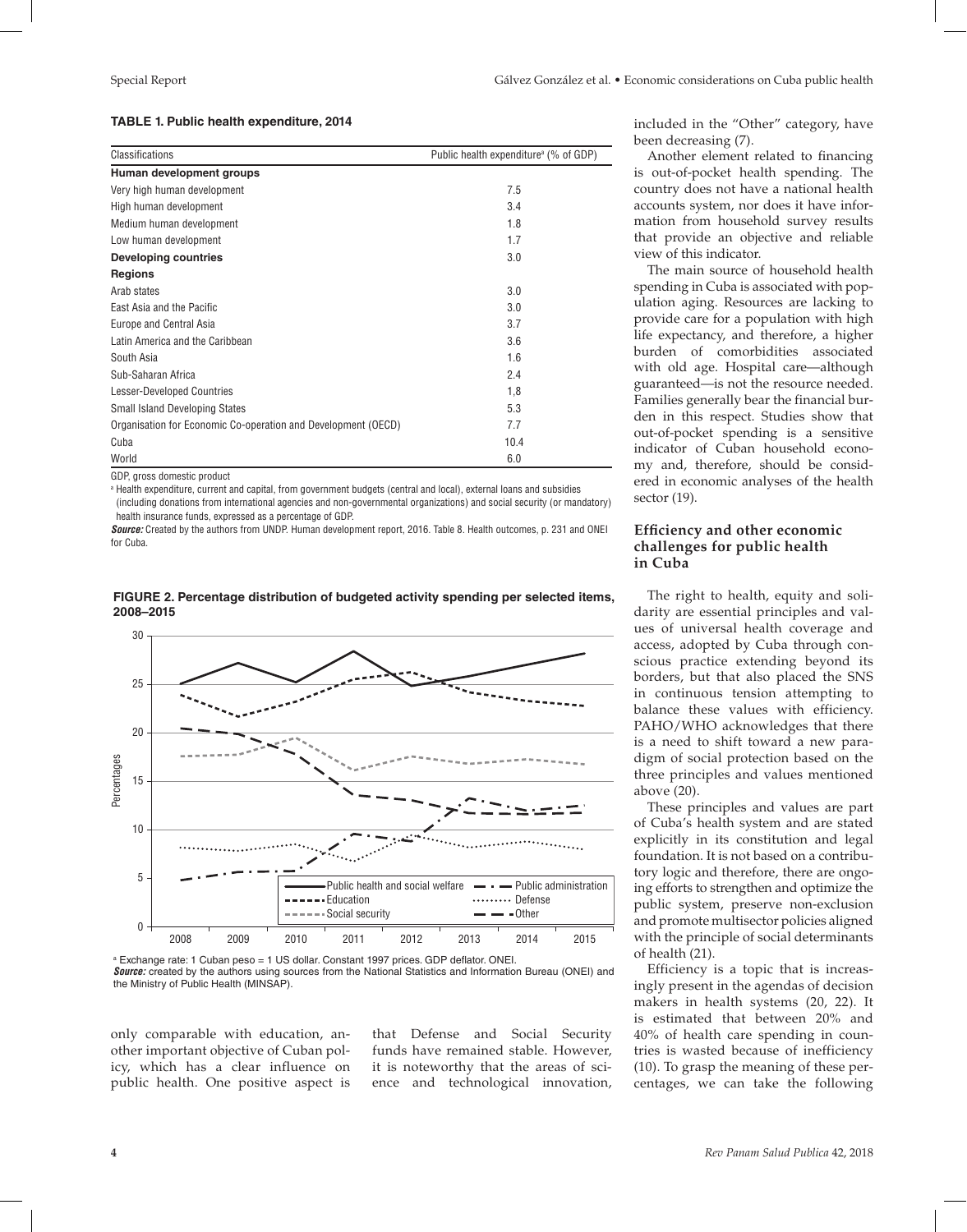**TABLE 1. Public health expenditure, 2014**

| Classifications | Public health expenditure[a] (% of GDP) |
|---|---|
| **Human development groups** | |
| Very high human development | 7.5 |
| High human development | 3.4 |
| Medium human development | 1.8 |
| Low human development | 1.7 |
| **Developing countries** | 3.0 |
| **Regions** | |
| Arab states | 3.0 |
| East Asia and the Pacific | 3.0 |
| Europe and Central Asia | 3.7 |
| Latin America and the Caribbean | 3.6 |
| South Asia | 1.6 |
| Sub-Saharan Africa | 2.4 |
| Lesser-Developed Countries | 1,8 |
| Small Island Developing States | 5.3 |
| Organisation for Economic Co-operation and Development (OECD) | 7.7 |
| Cuba | 10.4 |
| World | 6.0 |

GDP, gross domestic product

[a] Health expenditure, current and capital, from government budgets (central and local), external loans and subsidies (including donations from international agencies and non-governmental organizations) and social security (or mandatory) health insurance funds, expressed as a percentage of GDP.

***Source:*** Created by the authors from UNDP. Human development report, 2016. Table 8. Health outcomes, p. 231 and ONEI for Cuba.

**FIGURE 2. Percentage distribution of budgeted activity spending per selected items, 2008–2015**

[a] Exchange rate: 1 Cuban peso = 1 US dollar. Constant 1997 prices. GDP deflator. ONEI.

***Source:*** created by the authors using sources from the National Statistics and Information Bureau (ONEI) and the Ministry of Public Health (MINSAP).

only comparable with education, another important objective of Cuban policy, which has a clear influence on public health. One positive aspect is that Defense and Social Security funds have remained stable. However, it is noteworthy that the areas of science and technological innovation, included in the "Other" category, have been decreasing (7).

Another element related to financing is out-of-pocket health spending. The country does not have a national health accounts system, nor does it have information from household survey results that provide an objective and reliable view of this indicator.

The main source of household health spending in Cuba is associated with population aging. Resources are lacking to provide care for a population with high life expectancy, and therefore, a higher burden of comorbidities associated with old age. Hospital care—although guaranteed—is not the resource needed. Families generally bear the financial burden in this respect. Studies show that out-of-pocket spending is a sensitive indicator of Cuban household economy and, therefore, should be considered in economic analyses of the health sector (19).

## Efficiency and other economic challenges for public health in Cuba

The right to health, equity and solidarity are essential principles and values of universal health coverage and access, adopted by Cuba through conscious practice extending beyond its borders, but that also placed the SNS in continuous tension attempting to balance these values with efficiency. PAHO/WHO acknowledges that there is a need to shift toward a new paradigm of social protection based on the three principles and values mentioned above (20).

These principles and values are part of Cuba's health system and are stated explicitly in its constitution and legal foundation. It is not based on a contributory logic and therefore, there are ongoing efforts to strengthen and optimize the public system, preserve non-exclusion and promote multisector policies aligned with the principle of social determinants of health (21).

Efficiency is a topic that is increasingly present in the agendas of decision makers in health systems (20, 22). It is estimated that between 20% and 40% of health care spending in countries is wasted because of inefficiency (10). To grasp the meaning of these percentages, we can take the following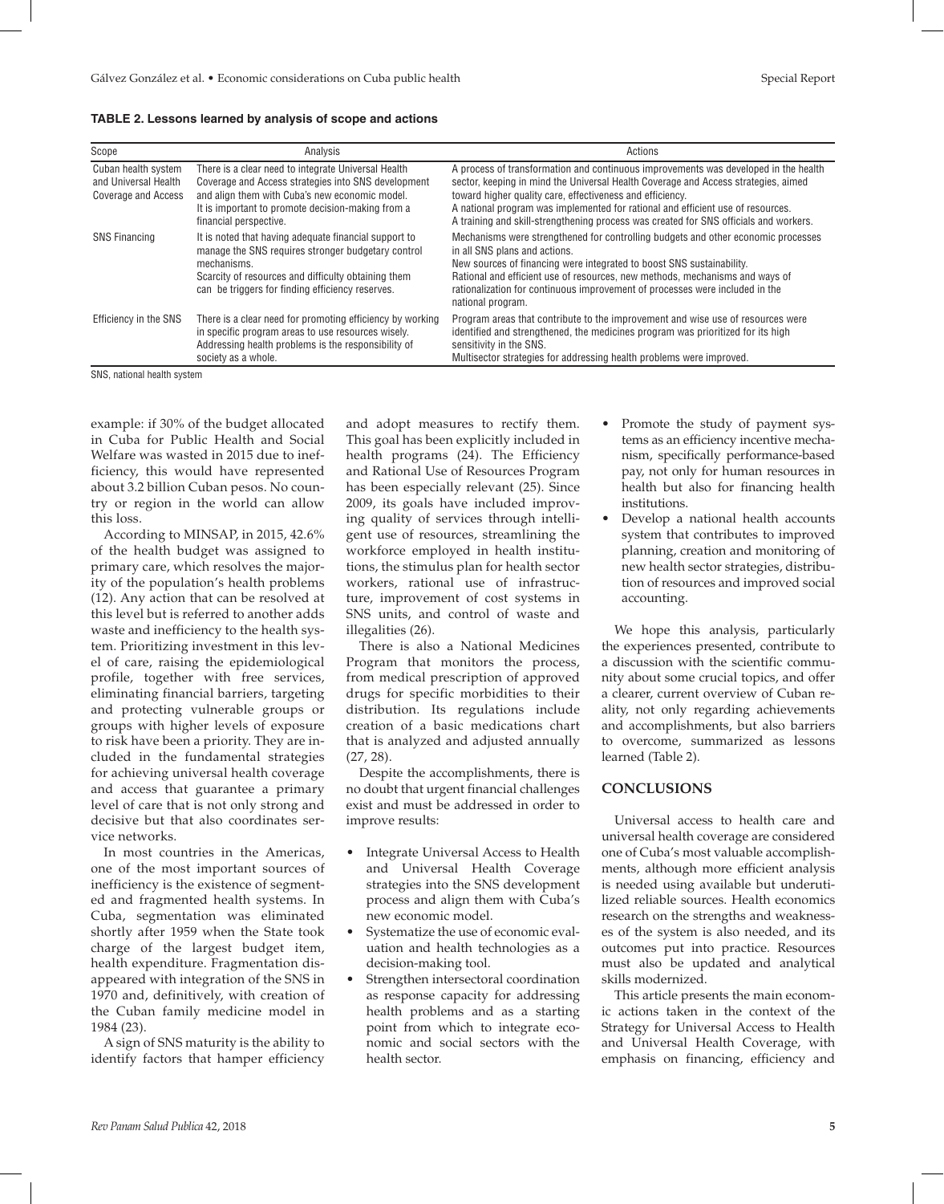**TABLE 2. Lessons learned by analysis of scope and actions**

| Scope | Analysis | Actions |
|---|---|---|
| Cuban health system and Universal Health Coverage and Access | There is a clear need to integrate Universal Health Coverage and Access strategies into SNS development and align them with Cuba's new economic model. It is important to promote decision-making from a financial perspective. | A process of transformation and continuous improvements was developed in the health sector, keeping in mind the Universal Health Coverage and Access strategies, aimed toward higher quality care, effectiveness and efficiency. A national program was implemented for rational and efficient use of resources. A training and skill-strengthening process was created for SNS officials and workers. |
| SNS Financing | It is noted that having adequate financial support to manage the SNS requires stronger budgetary control mechanisms. Scarcity of resources and difficulty obtaining them can be triggers for finding efficiency reserves. | Mechanisms were strengthened for controlling budgets and other economic processes in all SNS plans and actions. New sources of financing were integrated to boost SNS sustainability. Rational and efficient use of resources, new methods, mechanisms and ways of rationalization for continuous improvement of processes were included in the national program. |
| Efficiency in the SNS | There is a clear need for promoting efficiency by working in specific program areas to use resources wisely. Addressing health problems is the responsibility of society as a whole. | Program areas that contribute to the improvement and wise use of resources were identified and strengthened, the medicines program was prioritized for its high sensitivity in the SNS. Multisector strategies for addressing health problems were improved. |

SNS, national health system

example: if 30% of the budget allocated in Cuba for Public Health and Social Welfare was wasted in 2015 due to inefficiency, this would have represented about 3.2 billion Cuban pesos. No country or region in the world can allow this loss.

According to MINSAP, in 2015, 42.6% of the health budget was assigned to primary care, which resolves the majority of the population's health problems (12). Any action that can be resolved at this level but is referred to another adds waste and inefficiency to the health system. Prioritizing investment in this level of care, raising the epidemiological profile, together with free services, eliminating financial barriers, targeting and protecting vulnerable groups or groups with higher levels of exposure to risk have been a priority. They are included in the fundamental strategies for achieving universal health coverage and access that guarantee a primary level of care that is not only strong and decisive but that also coordinates service networks.

In most countries in the Americas, one of the most important sources of inefficiency is the existence of segmented and fragmented health systems. In Cuba, segmentation was eliminated shortly after 1959 when the State took charge of the largest budget item, health expenditure. Fragmentation disappeared with integration of the SNS in 1970 and, definitively, with creation of the Cuban family medicine model in 1984 (23).

A sign of SNS maturity is the ability to identify factors that hamper efficiency and adopt measures to rectify them. This goal has been explicitly included in health programs (24). The Efficiency and Rational Use of Resources Program has been especially relevant (25). Since 2009, its goals have included improving quality of services through intelligent use of resources, streamlining the workforce employed in health institutions, the stimulus plan for health sector workers, rational use of infrastructure, improvement of cost systems in SNS units, and control of waste and illegalities (26).

There is also a National Medicines Program that monitors the process, from medical prescription of approved drugs for specific morbidities to their distribution. Its regulations include creation of a basic medications chart that is analyzed and adjusted annually (27, 28).

Despite the accomplishments, there is no doubt that urgent financial challenges exist and must be addressed in order to improve results:

- Integrate Universal Access to Health and Universal Health Coverage strategies into the SNS development process and align them with Cuba's new economic model.
- Systematize the use of economic evaluation and health technologies as a decision-making tool.
- Strengthen intersectoral coordination as response capacity for addressing health problems and as a starting point from which to integrate economic and social sectors with the health sector.
- Promote the study of payment systems as an efficiency incentive mechanism, specifically performance-based pay, not only for human resources in health but also for financing health institutions.
- Develop a national health accounts system that contributes to improved planning, creation and monitoring of new health sector strategies, distribution of resources and improved social accounting.

We hope this analysis, particularly the experiences presented, contribute to a discussion with the scientific community about some crucial topics, and offer a clearer, current overview of Cuban reality, not only regarding achievements and accomplishments, but also barriers to overcome, summarized as lessons learned (Table 2).

## CONCLUSIONS

Universal access to health care and universal health coverage are considered one of Cuba's most valuable accomplishments, although more efficient analysis is needed using available but underutilized reliable sources. Health economics research on the strengths and weaknesses of the system is also needed, and its outcomes put into practice. Resources must also be updated and analytical skills modernized.

This article presents the main economic actions taken in the context of the Strategy for Universal Access to Health and Universal Health Coverage, with emphasis on financing, efficiency and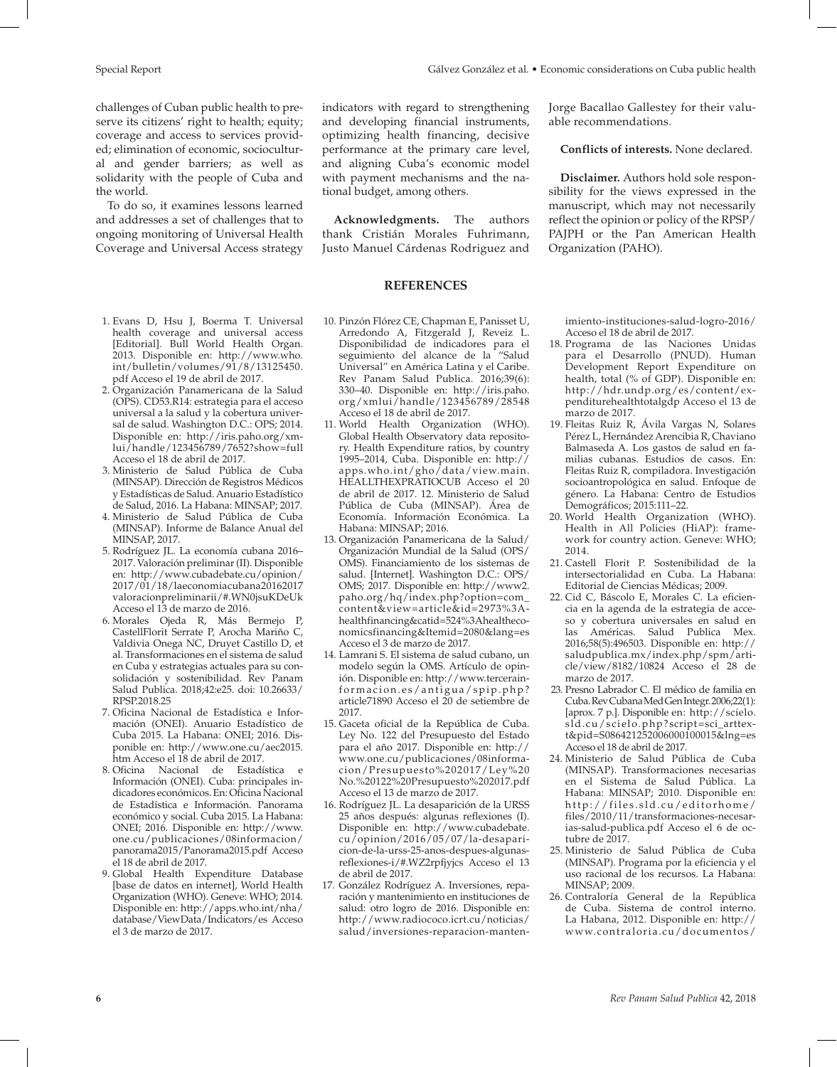challenges of Cuban public health to preserve its citizens' right to health; equity; coverage and access to services provided; elimination of economic, sociocultural and gender barriers; as well as solidarity with the people of Cuba and the world.

To do so, it examines lessons learned and addresses a set of challenges that to ongoing monitoring of Universal Health Coverage and Universal Access strategy indicators with regard to strengthening and developing financial instruments, optimizing health financing, decisive performance at the primary care level, and aligning Cuba's economic model with payment mechanisms and the national budget, among others.

**Acknowledgments.** The authors thank Cristián Morales Fuhrimann, Justo Manuel Cárdenas Rodriguez and Jorge Bacallao Gallestey for their valuable recommendations.

**Conflicts of interests.** None declared.

**Disclaimer.** Authors hold sole responsibility for the views expressed in the manuscript, which may not necessarily reflect the opinion or policy of the RPSP/PAJPH or the Pan American Health Organization (PAHO).

## REFERENCES

1. Evans D, Hsu J, Boerma T. Universal health coverage and universal access [Editorial]. Bull World Health Organ. 2013. Disponible en: http://www.who.int/bulletin/volumes/91/8/13125450.pdf Acceso el 19 de abril de 2017.
2. Organización Panamericana de la Salud (OPS). CD53.R14: estrategia para el acceso universal a la salud y la cobertura universal de salud. Washington D.C.: OPS; 2014. Disponible en: http://iris.paho.org/xmlui/handle/123456789/7652?show=full Acceso el 18 de abril de 2017.
3. Ministerio de Salud Pública de Cuba (MINSAP). Dirección de Registros Médicos y Estadísticas de Salud. Anuario Estadístico de Salud, 2016. La Habana: MINSAP; 2017.
4. Ministerio de Salud Pública de Cuba (MINSAP). Informe de Balance Anual del MINSAP, 2017.
5. Rodríguez JL. La economía cubana 2016–2017. Valoración preliminar (II). Disponible en: http://www.cubadebate.cu/opinion/2017/01/18/laeconomiacubana20162017valoracionpreliminarii/#.WN0jsuKDeUk Acceso el 13 de marzo de 2016.
6. Morales Ojeda R, Más Bermejo P, CastellFlorit Serrate P, Arocha Mariño C, Valdivia Onega NC, Druyet Castillo D, et al. Transformaciones en el sistema de salud en Cuba y estrategias actuales para su consolidación y sostenibilidad. Rev Panam Salud Publica. 2018;42:e25. doi: 10.26633/RPSP.2018.25
7. Oficina Nacional de Estadística e Información (ONEI). Anuario Estadístico de Cuba 2015. La Habana: ONEI; 2016. Disponible en: http://www.one.cu/aec2015.htm Acceso el 18 de abril de 2017.
8. Oficina Nacional de Estadística e Información (ONEI). Cuba: principales indicadores económicos. En: Oficina Nacional de Estadística e Información. Panorama económico y social. Cuba 2015. La Habana: ONEI; 2016. Disponible en: http://www.one.cu/publicaciones/08informacion/panorama2015/Panorama2015.pdf Acceso el 18 de abril de 2017.
9. Global Health Expenditure Database [base de datos en internet], World Health Organization (WHO). Geneve: WHO; 2014. Disponible en: http://apps.who.int/nha/database/ViewData/Indicators/es Acceso el 3 de marzo de 2017.
10. Pinzón Flórez CE, Chapman E, Panisset U, Arredondo A, Fitzgerald J, Reveiz L. Disponibilidad de indicadores para el seguimiento del alcance de la "Salud Universal" en América Latina y el Caribe. Rev Panam Salud Publica. 2016;39(6): 330–40. Disponible en: http://iris.paho.org/xmlui/handle/123456789/28548 Acceso el 18 de abril de 2017.
11. World Health Organization (WHO). Global Health Observatory data repository. Health Expenditure ratios, by country 1995–2014, Cuba. Disponible en: http://apps.who.int/gho/data/view.main.HEALLTHEXPRATIOCUB Acceso el 20 de abril de 2017. 12. Ministerio de Salud Pública de Cuba (MINSAP). Área de Economía. Información Económica. La Habana: MINSAP; 2016.
13. Organización Panamericana de la Salud/Organización Mundial de la Salud (OPS/OMS). Financiamiento de los sistemas de salud. [Internet]. Washington D.C.: OPS/OMS; 2017. Disponible en: http://www2.paho.org/hq/index.php?option=com_content&view=article&id=2973%3Ahealthfinancing&catid=524%3Ahealtheconomicsfinancing&Itemid=2080&lang=es Acceso el 3 de marzo de 2017.
14. Lamrani S. El sistema de salud cubano, un modelo según la OMS. Artículo de opinión. Disponible en: http://www.tercerainformacion.es/antigua/spip.php?article71890 Acceso el 20 de setiembre de 2017.
15. Gaceta oficial de la República de Cuba. Ley No. 122 del Presupuesto del Estado para el año 2017. Disponible en: http://www.one.cu/publicaciones/08informacion/Presupuesto%202017/Ley%20No.%20122%20Presupuesto%202017.pdf Acceso el 13 de marzo de 2017.
16. Rodríguez JL. La desaparición de la URSS 25 años después: algunas reflexiones (I). Disponible en: http://www.cubadebate.cu/opinion/2016/05/07/la-desaparicion-de-la-urss-25-anos-despues-algunas-reflexiones-i/#.WZ2rpfjyjcs Acceso el 13 de abril de 2017.
17. González Rodríguez A. Inversiones, reparación y mantenimiento en instituciones de salud: otro logro de 2016. Disponible en: http://www.radiococo.icrt.cu/noticias/salud/inversiones-reparacion-mantenimiento-instituciones-salud-logro-2016/ Acceso el 18 de abril de 2017.
18. Programa de las Naciones Unidas para el Desarrollo (PNUD). Human Development Report Expenditure on health, total (% of GDP). Disponible en: http://hdr.undp.org/es/content/expenditurehealthtotalgdp Acceso el 13 de marzo de 2017.
19. Fleitas Ruiz R, Ávila Vargas N, Solares Pérez L, Hernández Arencibia R, Chaviano Balmaseda A. Los gastos de salud en familias cubanas. Estudios de casos. En: Fleitas Ruiz R, compiladora. Investigación socioantropológica en salud. Enfoque de género. La Habana: Centro de Estudios Demográficos; 2015:111–22.
20. World Health Organization (WHO). Health in All Policies (HiAP): framework for country action. Geneve: WHO; 2014.
21. Castell Florit P. Sostenibilidad de la intersectorialidad en Cuba. La Habana: Editorial de Ciencias Médicas; 2009.
22. Cid C, Báscolo E, Morales C. La eficiencia en la agenda de la estrategia de acceso y cobertura universales en salud en las Américas. Salud Publica Mex. 2016;58(5):496503. Disponible en: http://saludpublica.mx/index.php/spm/article/view/8182/10824 Acceso el 28 de marzo de 2017.
23. Presno Labrador C. El médico de familia en Cuba. Rev Cubana Med Gen Integr. 2006;22(1): [aprox. 7 p.]. Disponible en: http://scielo.sld.cu/scielo.php?script=sci_arttext&pid=S086421252006000100015&lng=es Acceso el 18 de abril de 2017.
24. Ministerio de Salud Pública de Cuba (MINSAP). Transformaciones necesarias en el Sistema de Salud Pública. La Habana: MINSAP; 2010. Disponible en: http://files.sld.cu/editorhome/files/2010/11/transformaciones-necesarias-salud-publica.pdf Acceso el 6 de octubre de 2017.
25. Ministerio de Salud Pública de Cuba (MINSAP). Programa por la eficiencia y el uso racional de los recursos. La Habana: MINSAP; 2009.
26. Contraloría General de la República de Cuba. Sistema de control interno. La Habana, 2012. Disponible en: http://www.contraloria.cu/documentos/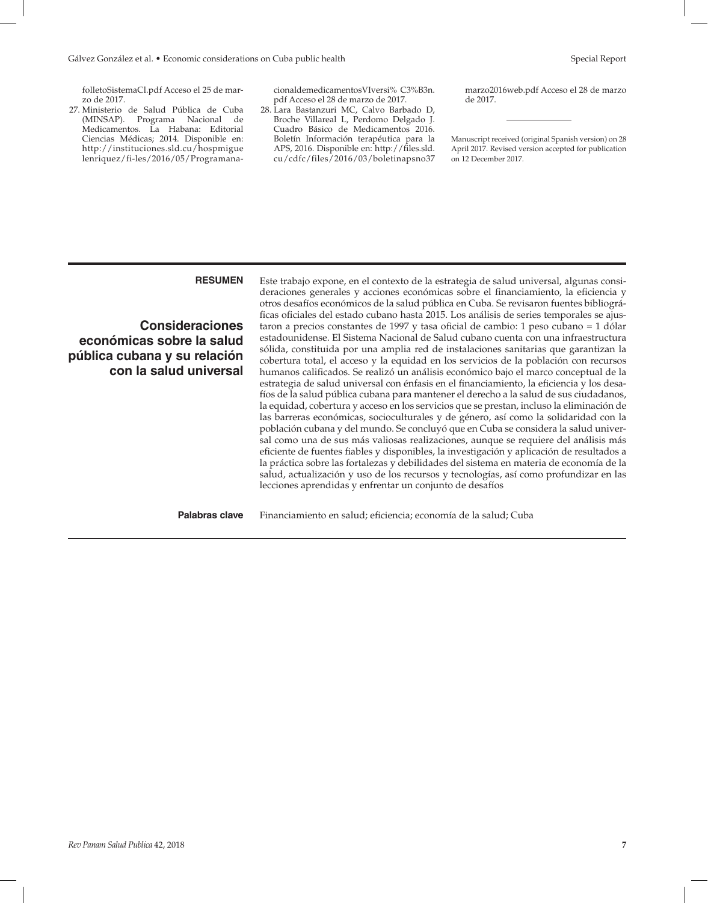folletoSistemaCl.pdf Acceso el 25 de marzo de 2017.

27. Ministerio de Salud Pública de Cuba (MINSAP). Programa Nacional de Medicamentos. La Habana: Editorial Ciencias Médicas; 2014. Disponible en: http://instituciones.sld.cu/hospmiguelenriquez/fi-les/2016/05/ProgramanacionaldemedicamentosVIversi% C3%B3n.pdf Acceso el 28 de marzo de 2017.
28. Lara Bastanzuri MC, Calvo Barbado D, Broche Villareal L, Perdomo Delgado J. Cuadro Básico de Medicamentos 2016. Boletín Información terapéutica para la APS, 2016. Disponible en: http://files.sld.cu/cdfc/files/2016/03/boletinapsno37marzo2016web.pdf Acceso el 28 de marzo de 2017.

---

Manuscript received (original Spanish version) on 28 April 2017. Revised version accepted for publication on 12 December 2017.

---

**RESUMEN**

## Consideraciones económicas sobre la salud pública cubana y su relación con la salud universal

Este trabajo expone, en el contexto de la estrategia de salud universal, algunas consideraciones generales y acciones económicas sobre el financiamiento, la eficiencia y otros desafíos económicos de la salud pública en Cuba. Se revisaron fuentes bibliográficas oficiales del estado cubano hasta 2015. Los análisis de series temporales se ajustaron a precios constantes de 1997 y tasa oficial de cambio: 1 peso cubano = 1 dólar estadounidense. El Sistema Nacional de Salud cubano cuenta con una infraestructura sólida, constituida por una amplia red de instalaciones sanitarias que garantizan la cobertura total, el acceso y la equidad en los servicios de la población con recursos humanos calificados. Se realizó un análisis económico bajo el marco conceptual de la estrategia de salud universal con énfasis en el financiamiento, la eficiencia y los desafíos de la salud pública cubana para mantener el derecho a la salud de sus ciudadanos, la equidad, cobertura y acceso en los servicios que se prestan, incluso la eliminación de las barreras económicas, socioculturales y de género, así como la solidaridad con la población cubana y del mundo. Se concluyó que en Cuba se considera la salud universal como una de sus más valiosas realizaciones, aunque se requiere del análisis más eficiente de fuentes fiables y disponibles, la investigación y aplicación de resultados a la práctica sobre las fortalezas y debilidades del sistema en materia de economía de la salud, actualización y uso de los recursos y tecnologías, así como profundizar en las lecciones aprendidas y enfrentar un conjunto de desafíos

**Palabras clave** Financiamiento en salud; eficiencia; economía de la salud; Cuba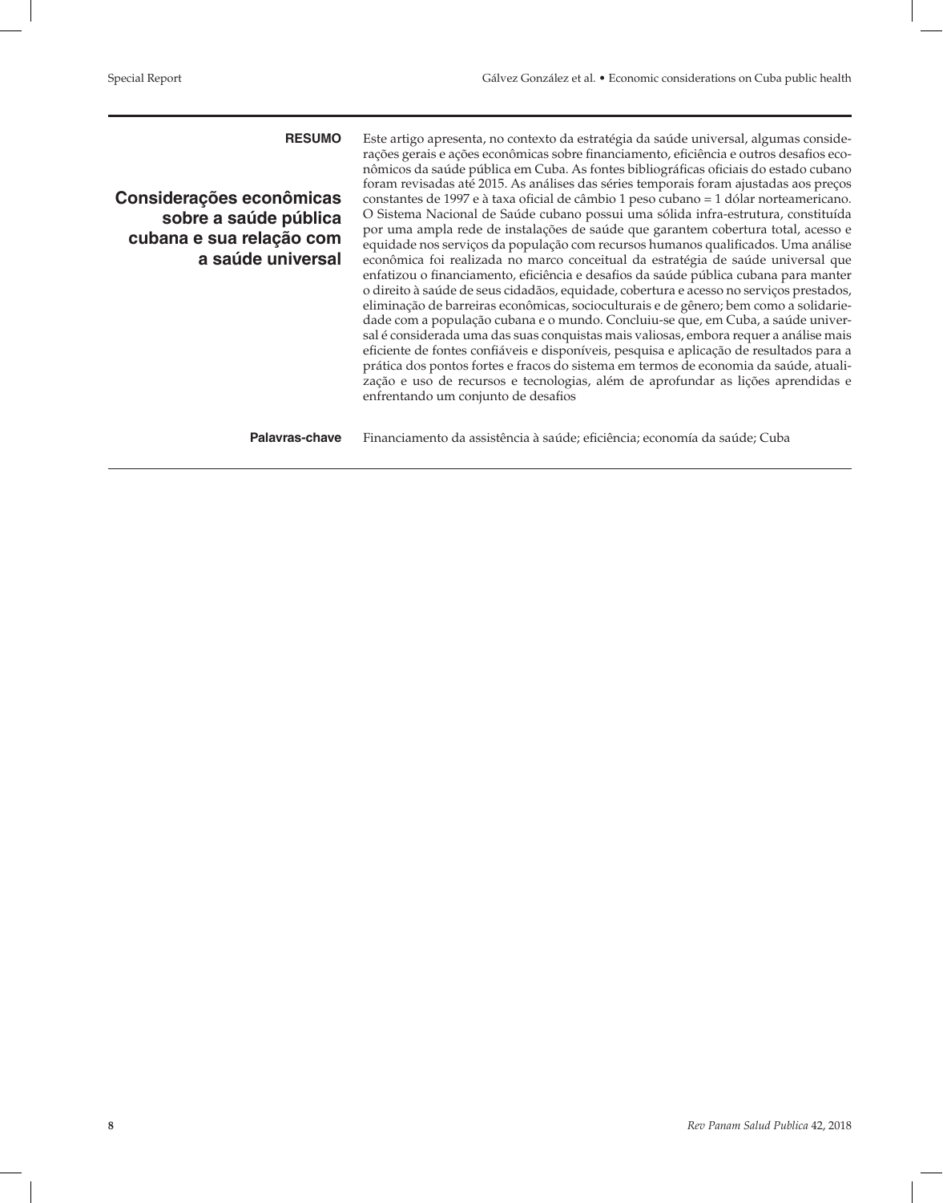## RESUMO

### Considerações econômicas sobre a saúde pública cubana e sua relação com a saúde universal

Este artigo apresenta, no contexto da estratégia da saúde universal, algumas considerações gerais e ações econômicas sobre financiamento, eficiência e outros desafios econômicos da saúde pública em Cuba. As fontes bibliográficas oficiais do estado cubano foram revisadas até 2015. As análises das séries temporais foram ajustadas aos preços constantes de 1997 e à taxa oficial de câmbio 1 peso cubano = 1 dólar norteamericano. O Sistema Nacional de Saúde cubano possui uma sólida infra-estrutura, constituída por uma ampla rede de instalações de saúde que garantem cobertura total, acesso e equidade nos serviços da população com recursos humanos qualificados. Uma análise econômica foi realizada no marco conceitual da estratégia de saúde universal que enfatizou o financiamento, eficiência e desafios da saúde pública cubana para manter o direito à saúde de seus cidadãos, equidade, cobertura e acesso no serviços prestados, eliminação de barreiras econômicas, socioculturais e de gênero; bem como a solidariedade com a população cubana e o mundo. Concluiu-se que, em Cuba, a saúde universal é considerada uma das suas conquistas mais valiosas, embora requer a análise mais eficiente de fontes confiáveis e disponíveis, pesquisa e aplicação de resultados para a prática dos pontos fortes e fracos do sistema em termos de economia da saúde, atualização e uso de recursos e tecnologias, além de aprofundar as lições aprendidas e enfrentando um conjunto de desafios

**Palavras-chave** Financiamento da assistência à saúde; eficiência; economía da saúde; Cuba